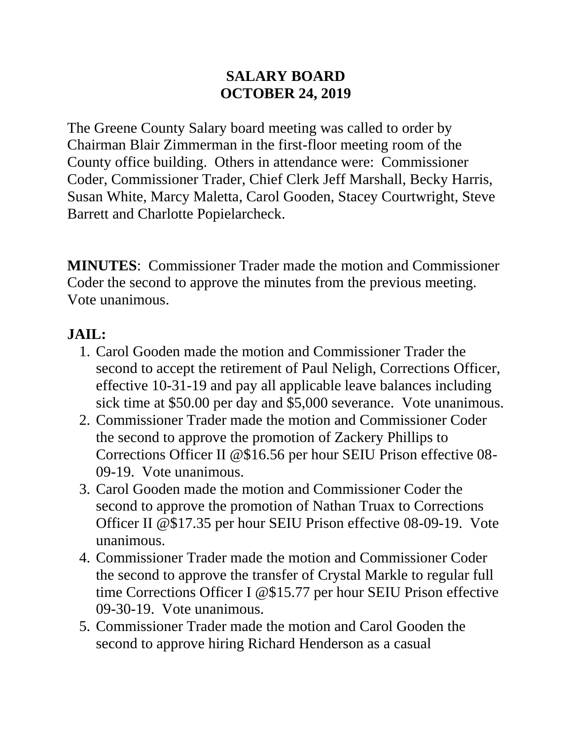# SALARY BOARD
# OCTOBER 24, 2019

The Greene County Salary board meeting was called to order by Chairman Blair Zimmerman in the first-floor meeting room of the County office building. Others in attendance were: Commissioner Coder, Commissioner Trader, Chief Clerk Jeff Marshall, Becky Harris, Susan White, Marcy Maletta, Carol Gooden, Stacey Courtwright, Steve Barrett and Charlotte Popielarcheck.

**MINUTES**: Commissioner Trader made the motion and Commissioner Coder the second to approve the minutes from the previous meeting. Vote unanimous.

**JAIL:**

1. Carol Gooden made the motion and Commissioner Trader the second to accept the retirement of Paul Neligh, Corrections Officer, effective 10-31-19 and pay all applicable leave balances including sick time at $50.00 per day and $5,000 severance. Vote unanimous.
2. Commissioner Trader made the motion and Commissioner Coder the second to approve the promotion of Zackery Phillips to Corrections Officer II @$16.56 per hour SEIU Prison effective 08-09-19. Vote unanimous.
3. Carol Gooden made the motion and Commissioner Coder the second to approve the promotion of Nathan Truax to Corrections Officer II @$17.35 per hour SEIU Prison effective 08-09-19. Vote unanimous.
4. Commissioner Trader made the motion and Commissioner Coder the second to approve the transfer of Crystal Markle to regular full time Corrections Officer I @$15.77 per hour SEIU Prison effective 09-30-19. Vote unanimous.
5. Commissioner Trader made the motion and Carol Gooden the second to approve hiring Richard Henderson as a casual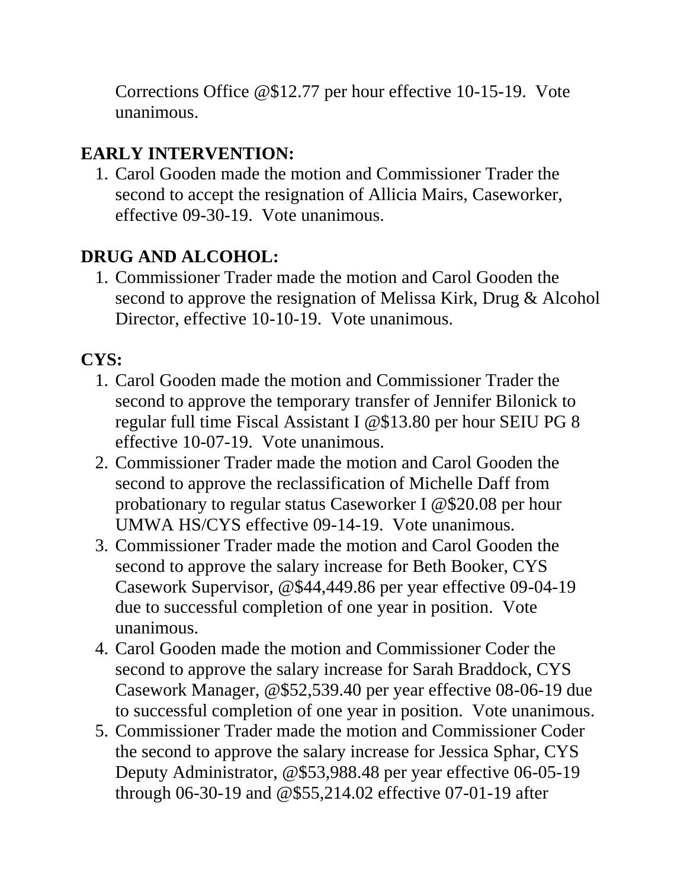Corrections Office @$12.77 per hour effective 10-15-19. Vote unanimous.

**EARLY INTERVENTION:**

1. Carol Gooden made the motion and Commissioner Trader the second to accept the resignation of Allicia Mairs, Caseworker, effective 09-30-19. Vote unanimous.

**DRUG AND ALCOHOL:**

1. Commissioner Trader made the motion and Carol Gooden the second to approve the resignation of Melissa Kirk, Drug & Alcohol Director, effective 10-10-19. Vote unanimous.

**CYS:**

1. Carol Gooden made the motion and Commissioner Trader the second to approve the temporary transfer of Jennifer Bilonick to regular full time Fiscal Assistant I @$13.80 per hour SEIU PG 8 effective 10-07-19. Vote unanimous.
2. Commissioner Trader made the motion and Carol Gooden the second to approve the reclassification of Michelle Daff from probationary to regular status Caseworker I @$20.08 per hour UMWA HS/CYS effective 09-14-19. Vote unanimous.
3. Commissioner Trader made the motion and Carol Gooden the second to approve the salary increase for Beth Booker, CYS Casework Supervisor, @$44,449.86 per year effective 09-04-19 due to successful completion of one year in position. Vote unanimous.
4. Carol Gooden made the motion and Commissioner Coder the second to approve the salary increase for Sarah Braddock, CYS Casework Manager, @$52,539.40 per year effective 08-06-19 due to successful completion of one year in position. Vote unanimous.
5. Commissioner Trader made the motion and Commissioner Coder the second to approve the salary increase for Jessica Sphar, CYS Deputy Administrator, @$53,988.48 per year effective 06-05-19 through 06-30-19 and @$55,214.02 effective 07-01-19 after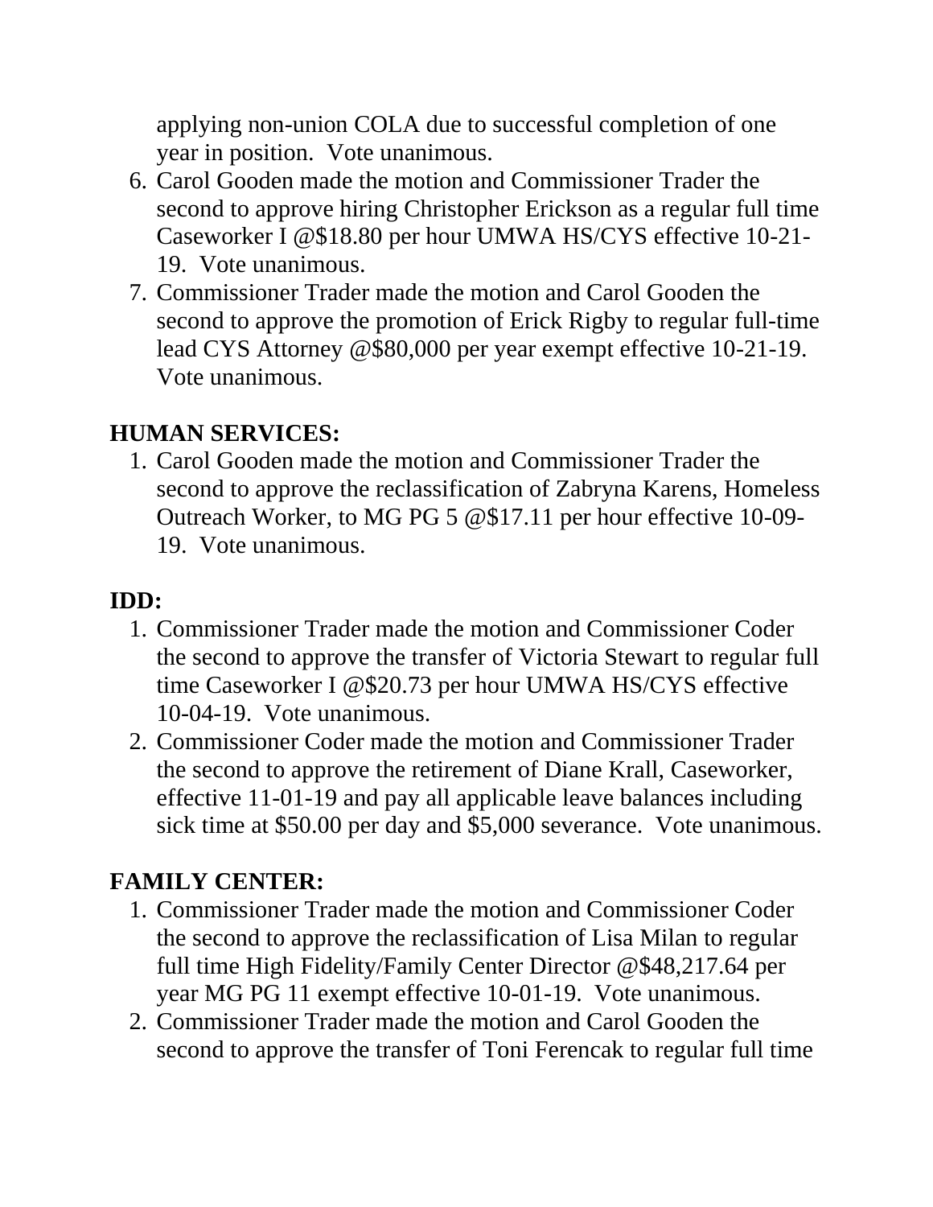applying non-union COLA due to successful completion of one year in position. Vote unanimous.

6. Carol Gooden made the motion and Commissioner Trader the second to approve hiring Christopher Erickson as a regular full time Caseworker I @$18.80 per hour UMWA HS/CYS effective 10-21-19. Vote unanimous.
7. Commissioner Trader made the motion and Carol Gooden the second to approve the promotion of Erick Rigby to regular full-time lead CYS Attorney @$80,000 per year exempt effective 10-21-19. Vote unanimous.

**HUMAN SERVICES:**

1. Carol Gooden made the motion and Commissioner Trader the second to approve the reclassification of Zabryna Karens, Homeless Outreach Worker, to MG PG 5 @$17.11 per hour effective 10-09-19. Vote unanimous.

**IDD:**

1. Commissioner Trader made the motion and Commissioner Coder the second to approve the transfer of Victoria Stewart to regular full time Caseworker I @$20.73 per hour UMWA HS/CYS effective 10-04-19. Vote unanimous.
2. Commissioner Coder made the motion and Commissioner Trader the second to approve the retirement of Diane Krall, Caseworker, effective 11-01-19 and pay all applicable leave balances including sick time at $50.00 per day and $5,000 severance. Vote unanimous.

**FAMILY CENTER:**

1. Commissioner Trader made the motion and Commissioner Coder the second to approve the reclassification of Lisa Milan to regular full time High Fidelity/Family Center Director @$48,217.64 per year MG PG 11 exempt effective 10-01-19. Vote unanimous.
2. Commissioner Trader made the motion and Carol Gooden the second to approve the transfer of Toni Ferencak to regular full time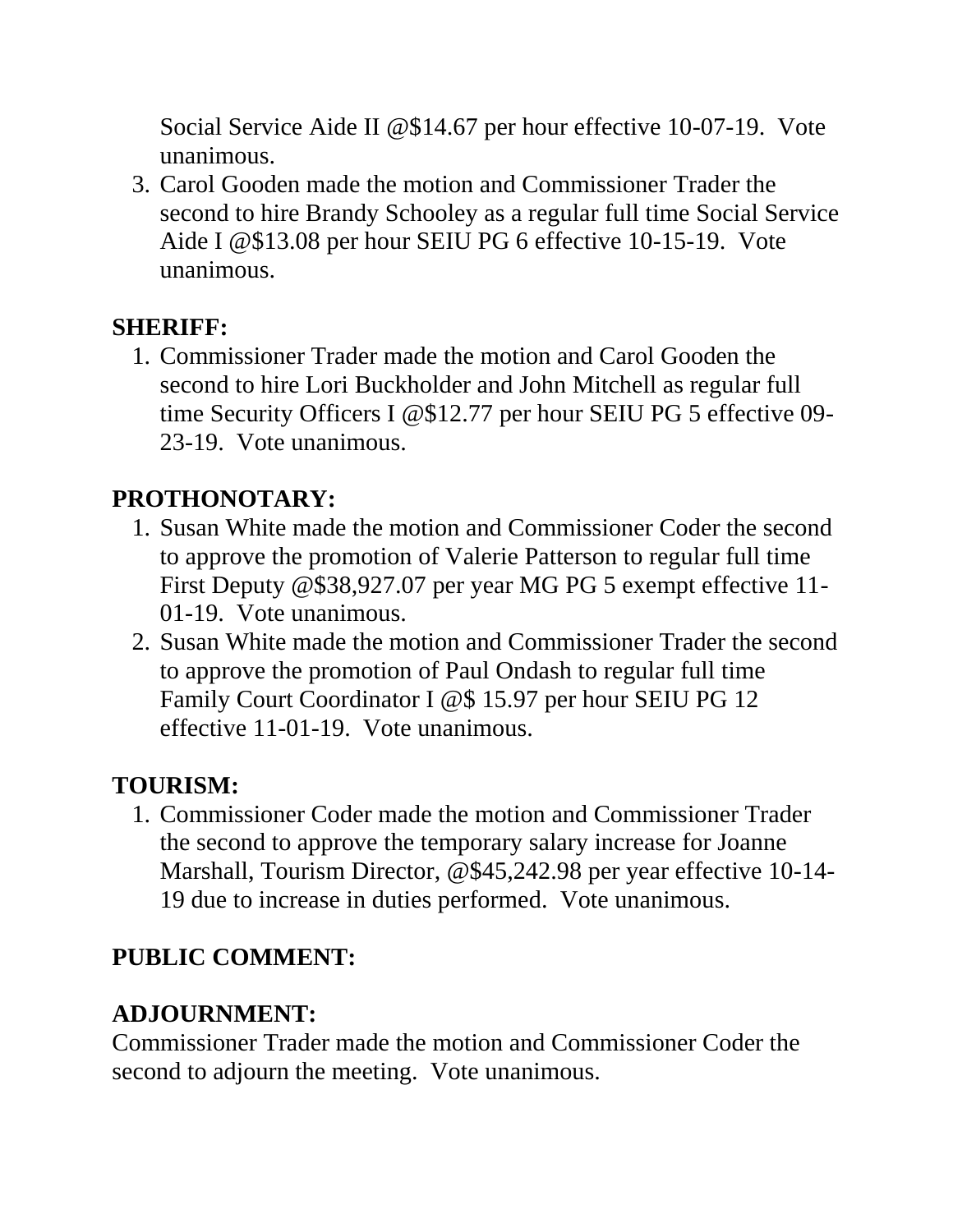Social Service Aide II @$14.67 per hour effective 10-07-19. Vote unanimous.

3. Carol Gooden made the motion and Commissioner Trader the second to hire Brandy Schooley as a regular full time Social Service Aide I @$13.08 per hour SEIU PG 6 effective 10-15-19. Vote unanimous.

**SHERIFF:**

1. Commissioner Trader made the motion and Carol Gooden the second to hire Lori Buckholder and John Mitchell as regular full time Security Officers I @$12.77 per hour SEIU PG 5 effective 09-23-19. Vote unanimous.

**PROTHONOTARY:**

1. Susan White made the motion and Commissioner Coder the second to approve the promotion of Valerie Patterson to regular full time First Deputy @$38,927.07 per year MG PG 5 exempt effective 11-01-19. Vote unanimous.
2. Susan White made the motion and Commissioner Trader the second to approve the promotion of Paul Ondash to regular full time Family Court Coordinator I @$ 15.97 per hour SEIU PG 12 effective 11-01-19. Vote unanimous.

**TOURISM:**

1. Commissioner Coder made the motion and Commissioner Trader the second to approve the temporary salary increase for Joanne Marshall, Tourism Director, @$45,242.98 per year effective 10-14-19 due to increase in duties performed. Vote unanimous.

**PUBLIC COMMENT:**

**ADJOURNMENT:**

Commissioner Trader made the motion and Commissioner Coder the second to adjourn the meeting. Vote unanimous.